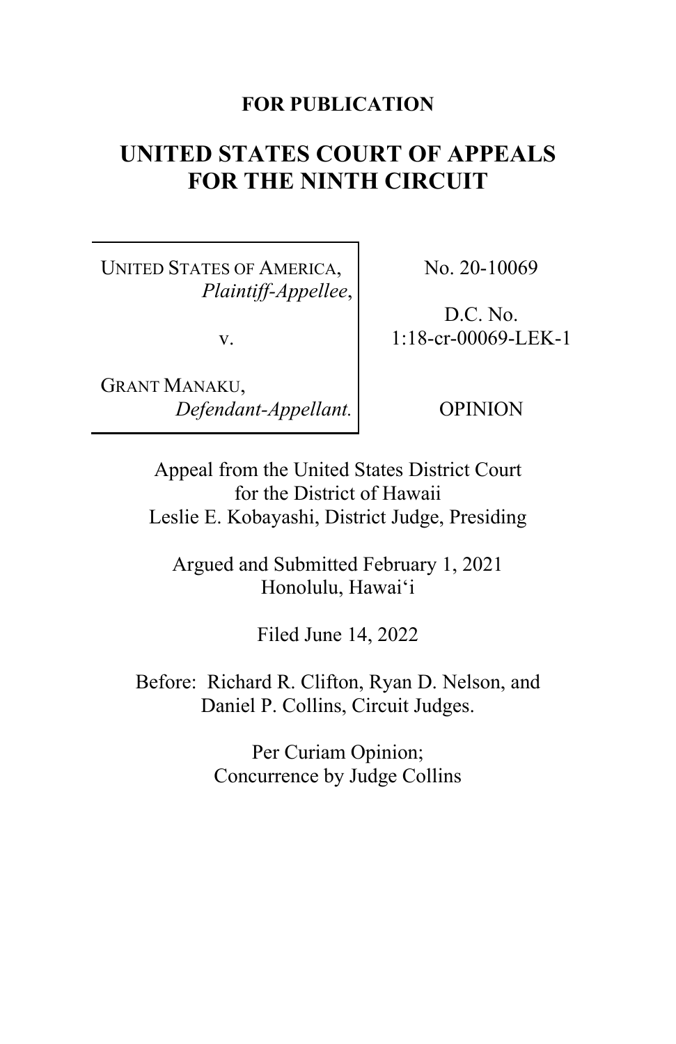**FOR PUBLICATION**

# UNITED STATES COURT OF APPEALS FOR THE NINTH CIRCUIT

| | |
|---|---|
| UNITED STATES OF AMERICA, *Plaintiff-Appellee*,<br><br>v.<br><br>GRANT MANAKU, *Defendant-Appellant.* | No. 20-10069<br><br>D.C. No. 1:18-cr-00069-LEK-1<br><br>OPINION |

Appeal from the United States District Court for the District of Hawaii
Leslie E. Kobayashi, District Judge, Presiding

Argued and Submitted February 1, 2021
Honolulu, Hawai'i

Filed June 14, 2022

Before: Richard R. Clifton, Ryan D. Nelson, and Daniel P. Collins, Circuit Judges.

Per Curiam Opinion;
Concurrence by Judge Collins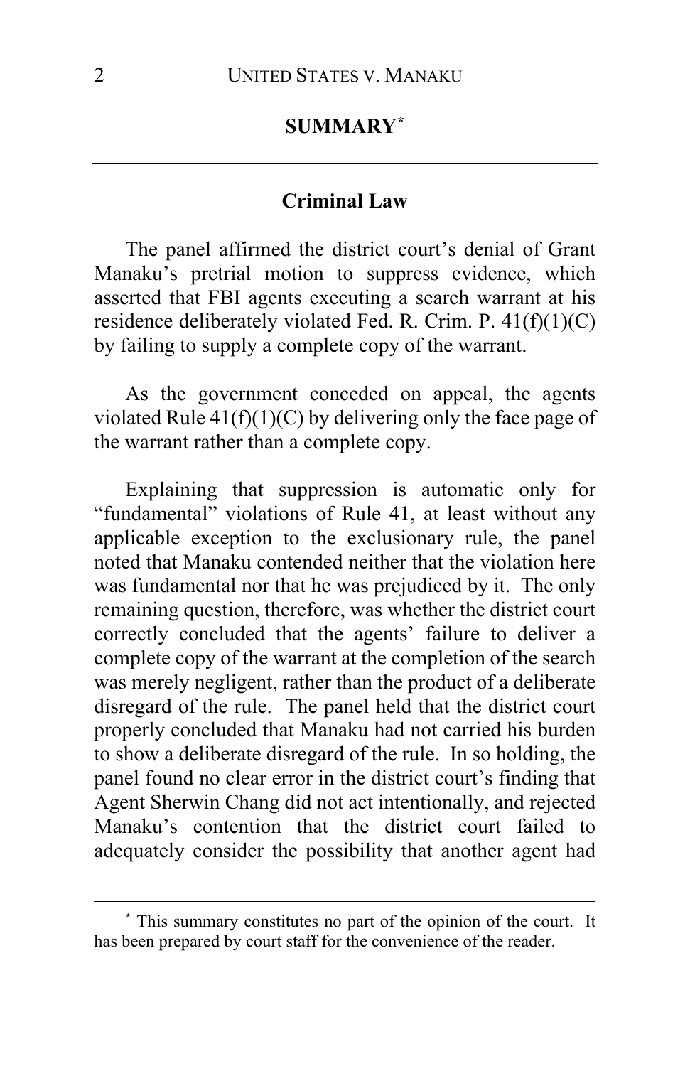## SUMMARY*

### Criminal Law

The panel affirmed the district court's denial of Grant Manaku's pretrial motion to suppress evidence, which asserted that FBI agents executing a search warrant at his residence deliberately violated Fed. R. Crim. P. 41(f)(1)(C) by failing to supply a complete copy of the warrant.

As the government conceded on appeal, the agents violated Rule 41(f)(1)(C) by delivering only the face page of the warrant rather than a complete copy.

Explaining that suppression is automatic only for "fundamental" violations of Rule 41, at least without any applicable exception to the exclusionary rule, the panel noted that Manaku contended neither that the violation here was fundamental nor that he was prejudiced by it. The only remaining question, therefore, was whether the district court correctly concluded that the agents' failure to deliver a complete copy of the warrant at the completion of the search was merely negligent, rather than the product of a deliberate disregard of the rule. The panel held that the district court properly concluded that Manaku had not carried his burden to show a deliberate disregard of the rule. In so holding, the panel found no clear error in the district court's finding that Agent Sherwin Chang did not act intentionally, and rejected Manaku's contention that the district court failed to adequately consider the possibility that another agent had

* This summary constitutes no part of the opinion of the court. It has been prepared by court staff for the convenience of the reader.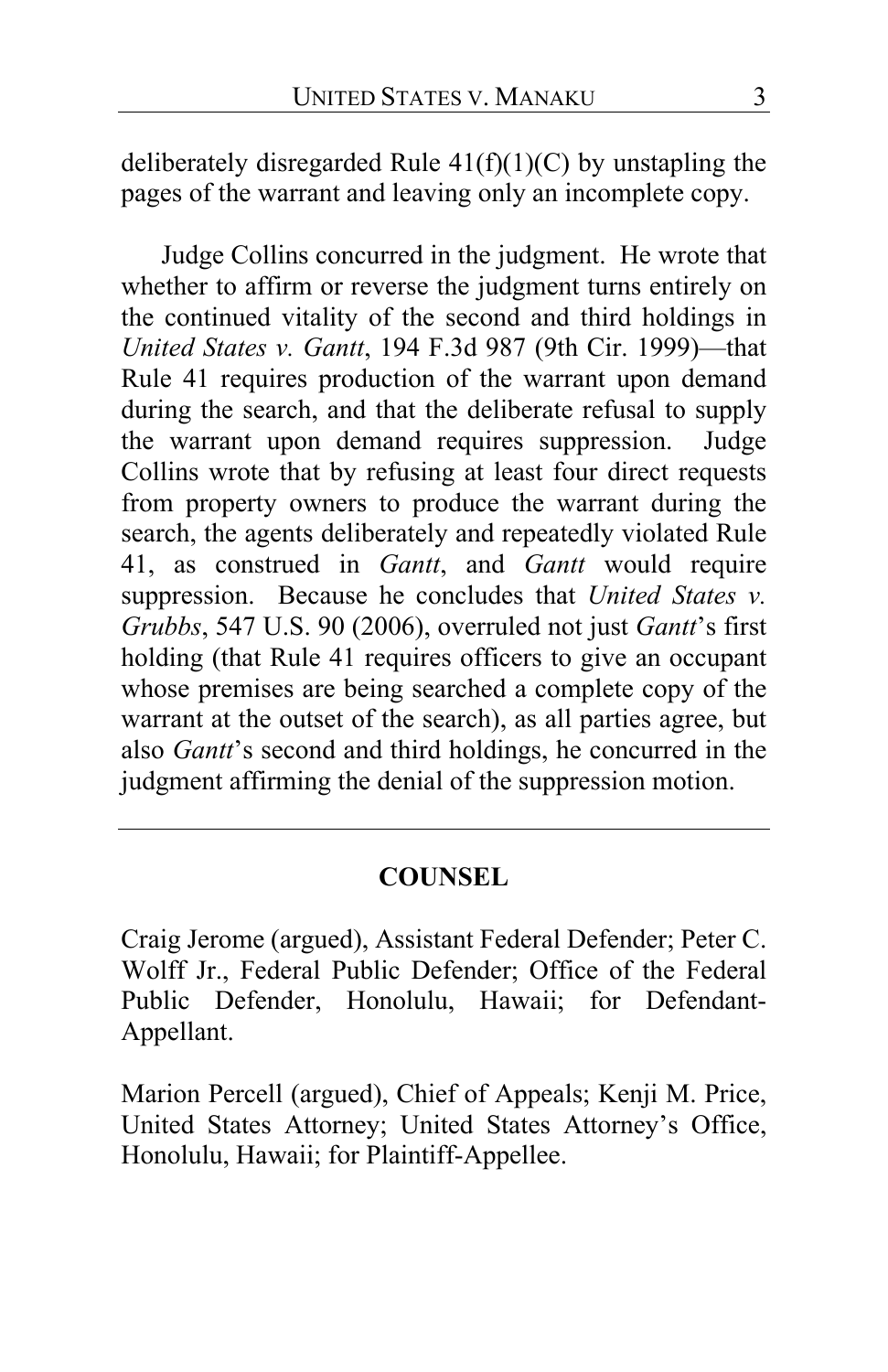deliberately disregarded Rule 41(f)(1)(C) by unstapling the pages of the warrant and leaving only an incomplete copy.

Judge Collins concurred in the judgment. He wrote that whether to affirm or reverse the judgment turns entirely on the continued vitality of the second and third holdings in *United States v. Gantt*, 194 F.3d 987 (9th Cir. 1999)—that Rule 41 requires production of the warrant upon demand during the search, and that the deliberate refusal to supply the warrant upon demand requires suppression. Judge Collins wrote that by refusing at least four direct requests from property owners to produce the warrant during the search, the agents deliberately and repeatedly violated Rule 41, as construed in *Gantt*, and *Gantt* would require suppression. Because he concludes that *United States v. Grubbs*, 547 U.S. 90 (2006), overruled not just *Gantt*'s first holding (that Rule 41 requires officers to give an occupant whose premises are being searched a complete copy of the warrant at the outset of the search), as all parties agree, but also *Gantt*'s second and third holdings, he concurred in the judgment affirming the denial of the suppression motion.

---

## COUNSEL

Craig Jerome (argued), Assistant Federal Defender; Peter C. Wolff Jr., Federal Public Defender; Office of the Federal Public Defender, Honolulu, Hawaii; for Defendant-Appellant.

Marion Percell (argued), Chief of Appeals; Kenji M. Price, United States Attorney; United States Attorney's Office, Honolulu, Hawaii; for Plaintiff-Appellee.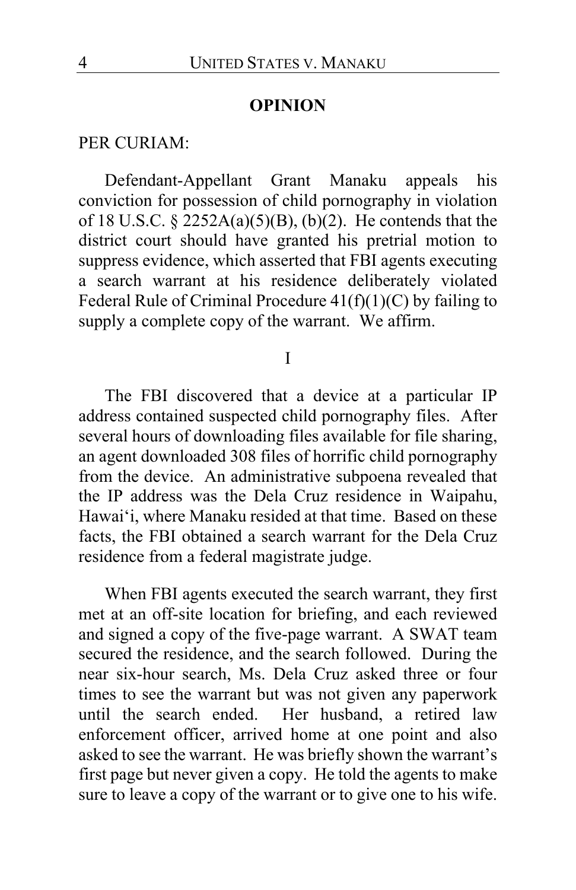## OPINION

PER CURIAM:

Defendant-Appellant Grant Manaku appeals his conviction for possession of child pornography in violation of 18 U.S.C. § 2252A(a)(5)(B), (b)(2). He contends that the district court should have granted his pretrial motion to suppress evidence, which asserted that FBI agents executing a search warrant at his residence deliberately violated Federal Rule of Criminal Procedure 41(f)(1)(C) by failing to supply a complete copy of the warrant. We affirm.

I

The FBI discovered that a device at a particular IP address contained suspected child pornography files. After several hours of downloading files available for file sharing, an agent downloaded 308 files of horrific child pornography from the device. An administrative subpoena revealed that the IP address was the Dela Cruz residence in Waipahu, Hawaiʻi, where Manaku resided at that time. Based on these facts, the FBI obtained a search warrant for the Dela Cruz residence from a federal magistrate judge.

When FBI agents executed the search warrant, they first met at an off-site location for briefing, and each reviewed and signed a copy of the five-page warrant. A SWAT team secured the residence, and the search followed. During the near six-hour search, Ms. Dela Cruz asked three or four times to see the warrant but was not given any paperwork until the search ended. Her husband, a retired law enforcement officer, arrived home at one point and also asked to see the warrant. He was briefly shown the warrant's first page but never given a copy. He told the agents to make sure to leave a copy of the warrant or to give one to his wife.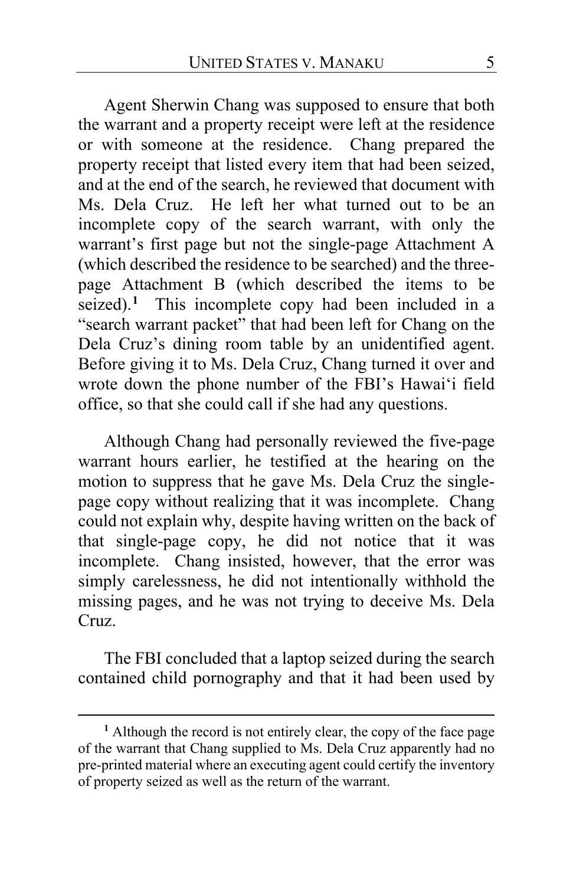Agent Sherwin Chang was supposed to ensure that both the warrant and a property receipt were left at the residence or with someone at the residence. Chang prepared the property receipt that listed every item that had been seized, and at the end of the search, he reviewed that document with Ms. Dela Cruz. He left her what turned out to be an incomplete copy of the search warrant, with only the warrant's first page but not the single-page Attachment A (which described the residence to be searched) and the three-page Attachment B (which described the items to be seized).[1] This incomplete copy had been included in a "search warrant packet" that had been left for Chang on the Dela Cruz's dining room table by an unidentified agent. Before giving it to Ms. Dela Cruz, Chang turned it over and wrote down the phone number of the FBI's Hawai'i field office, so that she could call if she had any questions.

Although Chang had personally reviewed the five-page warrant hours earlier, he testified at the hearing on the motion to suppress that he gave Ms. Dela Cruz the single-page copy without realizing that it was incomplete. Chang could not explain why, despite having written on the back of that single-page copy, he did not notice that it was incomplete. Chang insisted, however, that the error was simply carelessness, he did not intentionally withhold the missing pages, and he was not trying to deceive Ms. Dela Cruz.

The FBI concluded that a laptop seized during the search contained child pornography and that it had been used by

[1] Although the record is not entirely clear, the copy of the face page of the warrant that Chang supplied to Ms. Dela Cruz apparently had no pre-printed material where an executing agent could certify the inventory of property seized as well as the return of the warrant.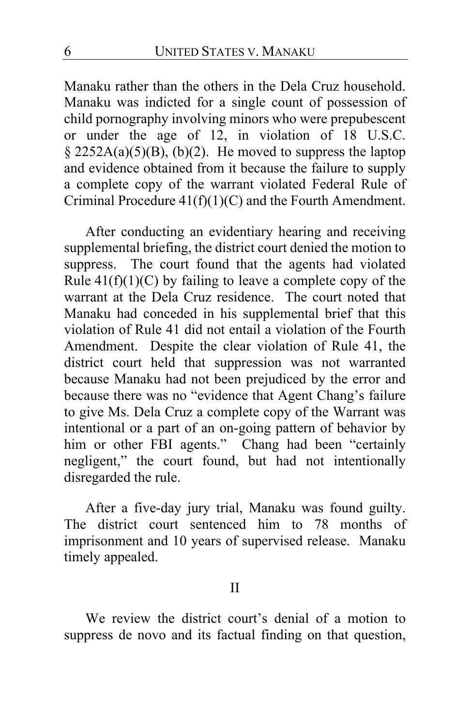Manaku rather than the others in the Dela Cruz household. Manaku was indicted for a single count of possession of child pornography involving minors who were prepubescent or under the age of 12, in violation of 18 U.S.C. § 2252A(a)(5)(B), (b)(2). He moved to suppress the laptop and evidence obtained from it because the failure to supply a complete copy of the warrant violated Federal Rule of Criminal Procedure 41(f)(1)(C) and the Fourth Amendment.

After conducting an evidentiary hearing and receiving supplemental briefing, the district court denied the motion to suppress. The court found that the agents had violated Rule 41(f)(1)(C) by failing to leave a complete copy of the warrant at the Dela Cruz residence. The court noted that Manaku had conceded in his supplemental brief that this violation of Rule 41 did not entail a violation of the Fourth Amendment. Despite the clear violation of Rule 41, the district court held that suppression was not warranted because Manaku had not been prejudiced by the error and because there was no "evidence that Agent Chang's failure to give Ms. Dela Cruz a complete copy of the Warrant was intentional or a part of an on-going pattern of behavior by him or other FBI agents." Chang had been "certainly negligent," the court found, but had not intentionally disregarded the rule.

After a five-day jury trial, Manaku was found guilty. The district court sentenced him to 78 months of imprisonment and 10 years of supervised release. Manaku timely appealed.

## II

We review the district court's denial of a motion to suppress de novo and its factual finding on that question,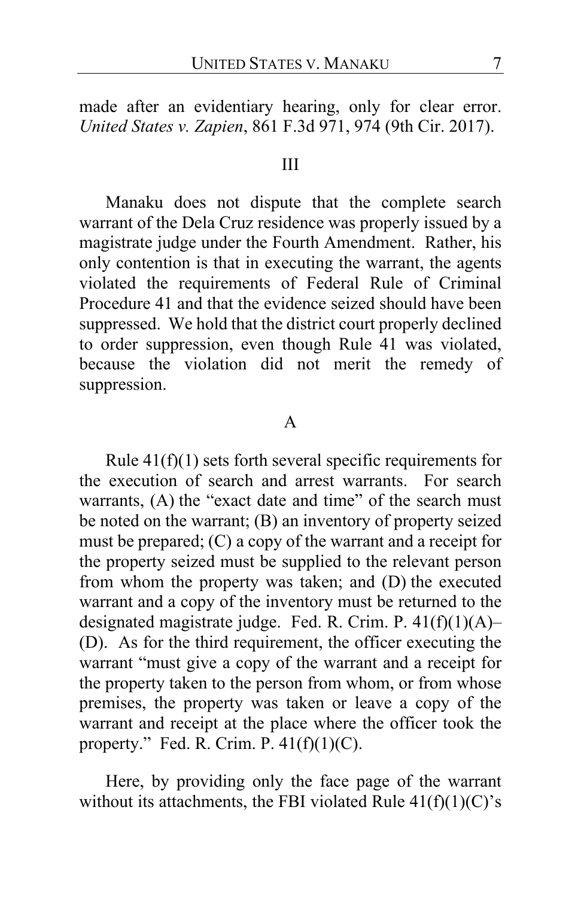made after an evidentiary hearing, only for clear error. *United States v. Zapien*, 861 F.3d 971, 974 (9th Cir. 2017).

## III

Manaku does not dispute that the complete search warrant of the Dela Cruz residence was properly issued by a magistrate judge under the Fourth Amendment. Rather, his only contention is that in executing the warrant, the agents violated the requirements of Federal Rule of Criminal Procedure 41 and that the evidence seized should have been suppressed. We hold that the district court properly declined to order suppression, even though Rule 41 was violated, because the violation did not merit the remedy of suppression.

### A

Rule 41(f)(1) sets forth several specific requirements for the execution of search and arrest warrants. For search warrants, (A) the "exact date and time" of the search must be noted on the warrant; (B) an inventory of property seized must be prepared; (C) a copy of the warrant and a receipt for the property seized must be supplied to the relevant person from whom the property was taken; and (D) the executed warrant and a copy of the inventory must be returned to the designated magistrate judge. Fed. R. Crim. P. 41(f)(1)(A)–(D). As for the third requirement, the officer executing the warrant "must give a copy of the warrant and a receipt for the property taken to the person from whom, or from whose premises, the property was taken or leave a copy of the warrant and receipt at the place where the officer took the property." Fed. R. Crim. P. 41(f)(1)(C).

Here, by providing only the face page of the warrant without its attachments, the FBI violated Rule 41(f)(1)(C)'s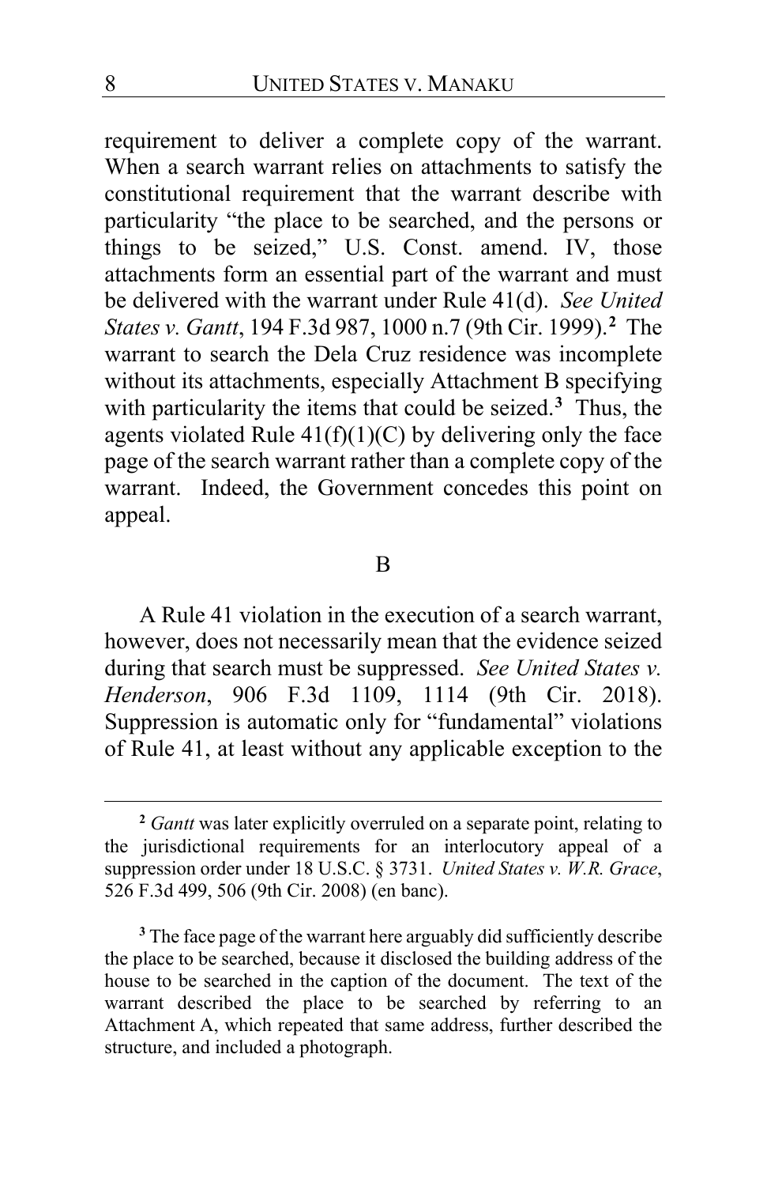requirement to deliver a complete copy of the warrant. When a search warrant relies on attachments to satisfy the constitutional requirement that the warrant describe with particularity "the place to be searched, and the persons or things to be seized," U.S. Const. amend. IV, those attachments form an essential part of the warrant and must be delivered with the warrant under Rule 41(d). *See United States v. Gantt*, 194 F.3d 987, 1000 n.7 (9th Cir. 1999).[2] The warrant to search the Dela Cruz residence was incomplete without its attachments, especially Attachment B specifying with particularity the items that could be seized.[3] Thus, the agents violated Rule 41(f)(1)(C) by delivering only the face page of the search warrant rather than a complete copy of the warrant. Indeed, the Government concedes this point on appeal.

### B

A Rule 41 violation in the execution of a search warrant, however, does not necessarily mean that the evidence seized during that search must be suppressed. *See United States v. Henderson*, 906 F.3d 1109, 1114 (9th Cir. 2018). Suppression is automatic only for "fundamental" violations of Rule 41, at least without any applicable exception to the

---

[2] *Gantt* was later explicitly overruled on a separate point, relating to the jurisdictional requirements for an interlocutory appeal of a suppression order under 18 U.S.C. § 3731. *United States v. W.R. Grace*, 526 F.3d 499, 506 (9th Cir. 2008) (en banc).

[3] The face page of the warrant here arguably did sufficiently describe the place to be searched, because it disclosed the building address of the house to be searched in the caption of the document. The text of the warrant described the place to be searched by referring to an Attachment A, which repeated that same address, further described the structure, and included a photograph.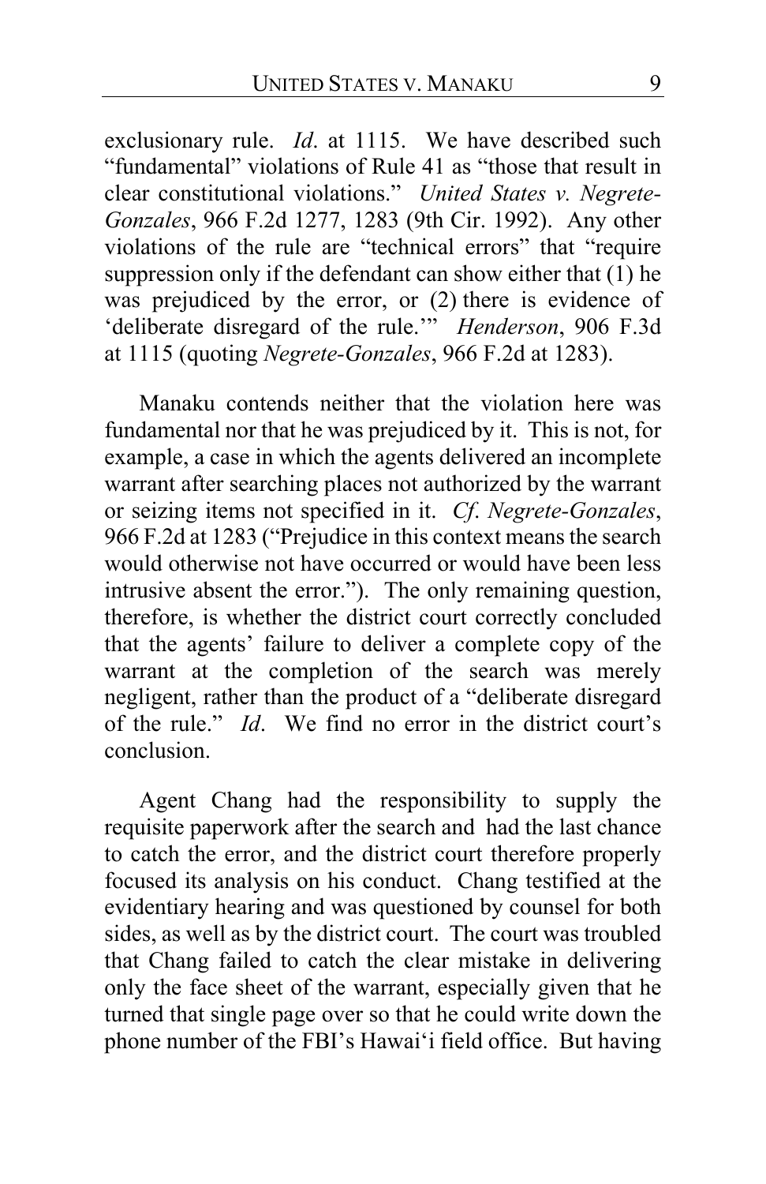exclusionary rule. *Id*. at 1115. We have described such "fundamental" violations of Rule 41 as "those that result in clear constitutional violations." *United States v. Negrete-Gonzales*, 966 F.2d 1277, 1283 (9th Cir. 1992). Any other violations of the rule are "technical errors" that "require suppression only if the defendant can show either that (1) he was prejudiced by the error, or (2) there is evidence of 'deliberate disregard of the rule.'" *Henderson*, 906 F.3d at 1115 (quoting *Negrete-Gonzales*, 966 F.2d at 1283).

Manaku contends neither that the violation here was fundamental nor that he was prejudiced by it. This is not, for example, a case in which the agents delivered an incomplete warrant after searching places not authorized by the warrant or seizing items not specified in it. *Cf. Negrete-Gonzales*, 966 F.2d at 1283 ("Prejudice in this context means the search would otherwise not have occurred or would have been less intrusive absent the error."). The only remaining question, therefore, is whether the district court correctly concluded that the agents' failure to deliver a complete copy of the warrant at the completion of the search was merely negligent, rather than the product of a "deliberate disregard of the rule." *Id*. We find no error in the district court's conclusion.

Agent Chang had the responsibility to supply the requisite paperwork after the search and had the last chance to catch the error, and the district court therefore properly focused its analysis on his conduct. Chang testified at the evidentiary hearing and was questioned by counsel for both sides, as well as by the district court. The court was troubled that Chang failed to catch the clear mistake in delivering only the face sheet of the warrant, especially given that he turned that single page over so that he could write down the phone number of the FBI's Hawaiʻi field office. But having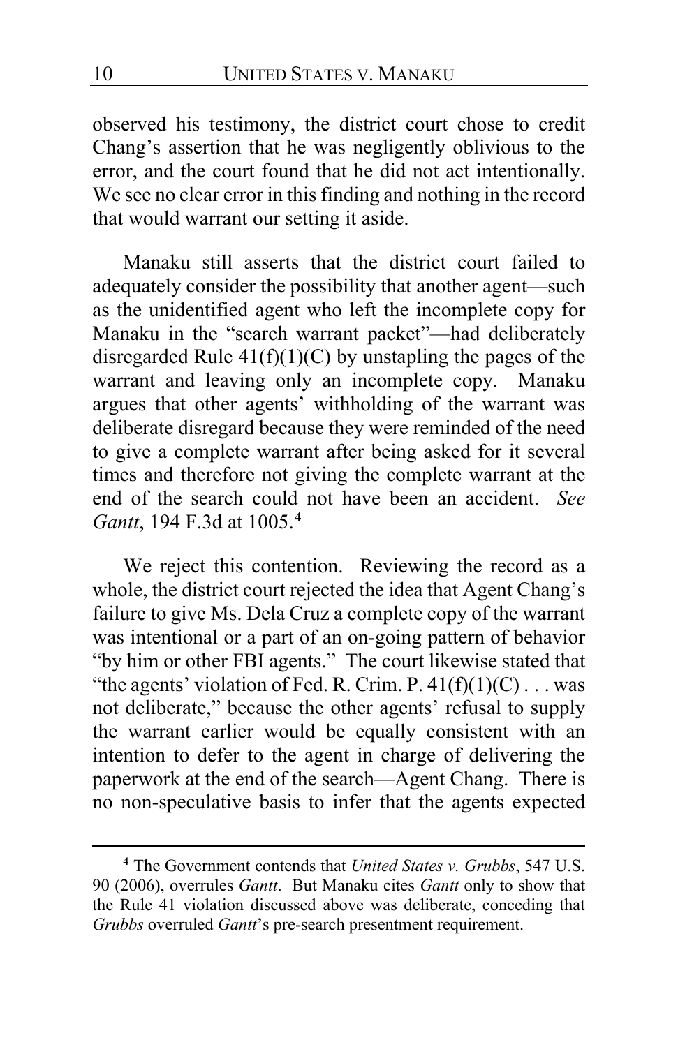observed his testimony, the district court chose to credit Chang's assertion that he was negligently oblivious to the error, and the court found that he did not act intentionally. We see no clear error in this finding and nothing in the record that would warrant our setting it aside.

Manaku still asserts that the district court failed to adequately consider the possibility that another agent—such as the unidentified agent who left the incomplete copy for Manaku in the "search warrant packet"—had deliberately disregarded Rule 41(f)(1)(C) by unstapling the pages of the warrant and leaving only an incomplete copy. Manaku argues that other agents' withholding of the warrant was deliberate disregard because they were reminded of the need to give a complete warrant after being asked for it several times and therefore not giving the complete warrant at the end of the search could not have been an accident. *See Gantt*, 194 F.3d at 1005.[4]

We reject this contention. Reviewing the record as a whole, the district court rejected the idea that Agent Chang's failure to give Ms. Dela Cruz a complete copy of the warrant was intentional or a part of an on-going pattern of behavior "by him or other FBI agents." The court likewise stated that "the agents' violation of Fed. R. Crim. P. 41(f)(1)(C) . . . was not deliberate," because the other agents' refusal to supply the warrant earlier would be equally consistent with an intention to defer to the agent in charge of delivering the paperwork at the end of the search—Agent Chang. There is no non-speculative basis to infer that the agents expected

---

[4] The Government contends that *United States v. Grubbs*, 547 U.S. 90 (2006), overrules *Gantt*. But Manaku cites *Gantt* only to show that the Rule 41 violation discussed above was deliberate, conceding that *Grubbs* overruled *Gantt*'s pre-search presentment requirement.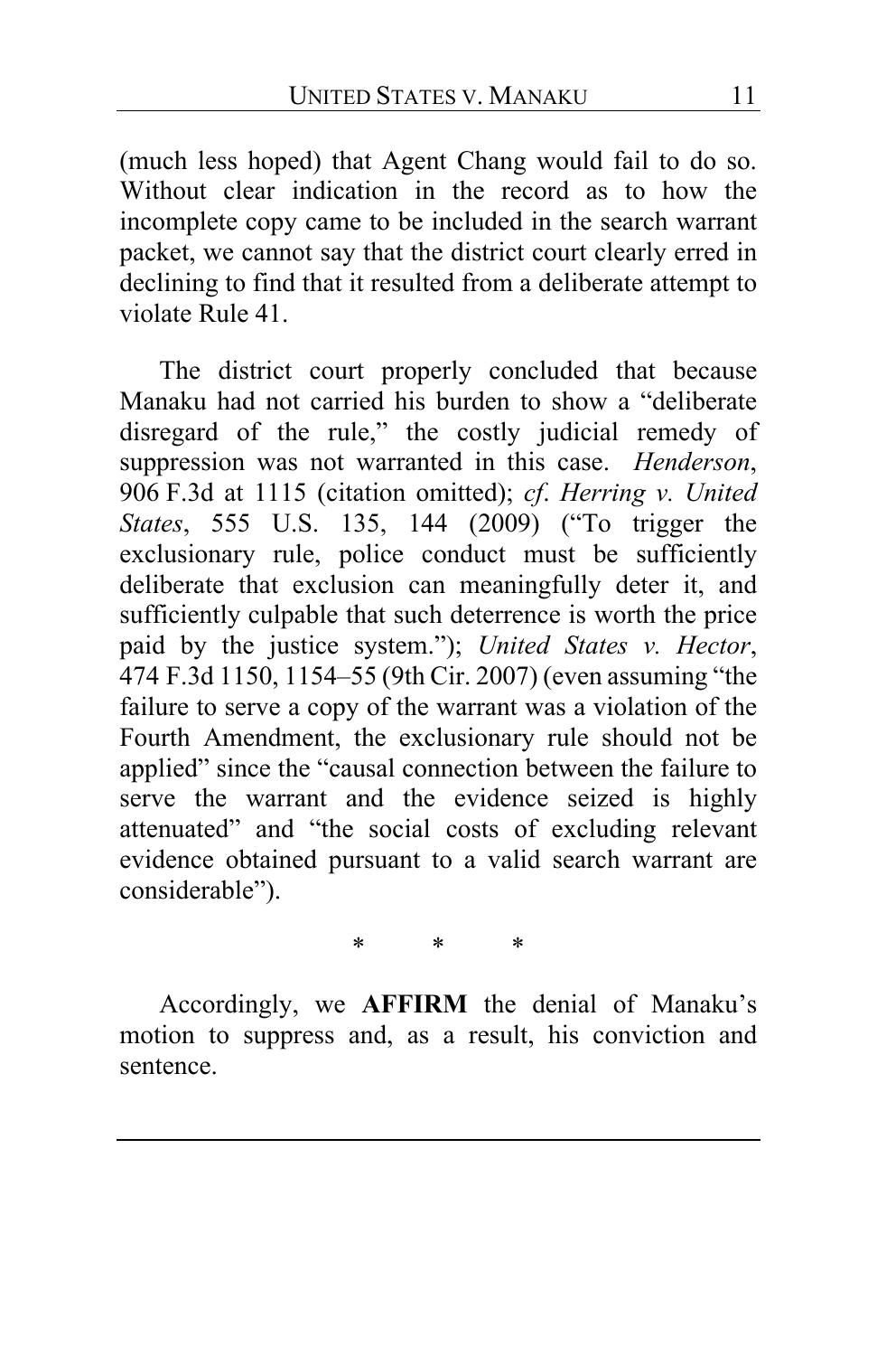(much less hoped) that Agent Chang would fail to do so. Without clear indication in the record as to how the incomplete copy came to be included in the search warrant packet, we cannot say that the district court clearly erred in declining to find that it resulted from a deliberate attempt to violate Rule 41.

The district court properly concluded that because Manaku had not carried his burden to show a "deliberate disregard of the rule," the costly judicial remedy of suppression was not warranted in this case. *Henderson*, 906 F.3d at 1115 (citation omitted); *cf*. *Herring v. United States*, 555 U.S. 135, 144 (2009) ("To trigger the exclusionary rule, police conduct must be sufficiently deliberate that exclusion can meaningfully deter it, and sufficiently culpable that such deterrence is worth the price paid by the justice system."); *United States v. Hector*, 474 F.3d 1150, 1154–55 (9th Cir. 2007) (even assuming "the failure to serve a copy of the warrant was a violation of the Fourth Amendment, the exclusionary rule should not be applied" since the "causal connection between the failure to serve the warrant and the evidence seized is highly attenuated" and "the social costs of excluding relevant evidence obtained pursuant to a valid search warrant are considerable").

\* \* \*

Accordingly, we **AFFIRM** the denial of Manaku's motion to suppress and, as a result, his conviction and sentence.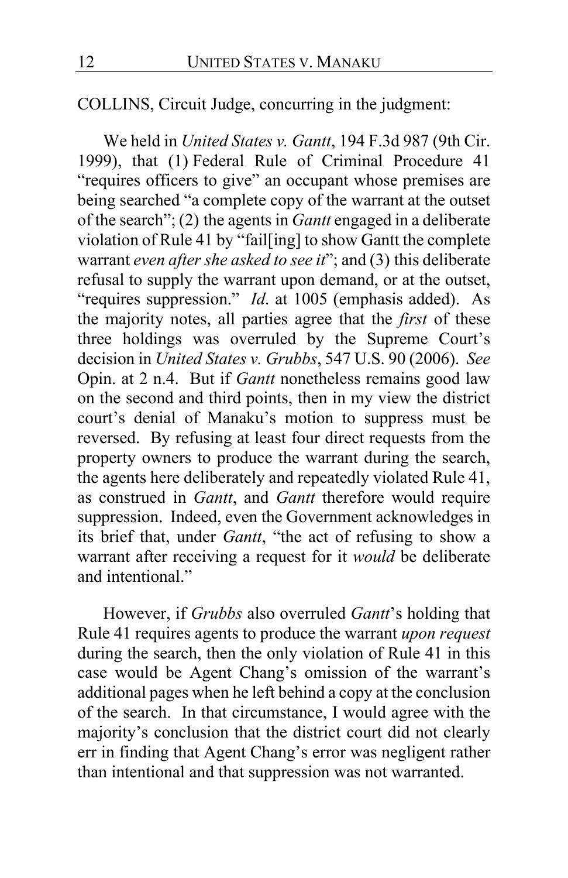COLLINS, Circuit Judge, concurring in the judgment:

We held in *United States v. Gantt*, 194 F.3d 987 (9th Cir. 1999), that (1) Federal Rule of Criminal Procedure 41 "requires officers to give" an occupant whose premises are being searched "a complete copy of the warrant at the outset of the search"; (2) the agents in *Gantt* engaged in a deliberate violation of Rule 41 by "fail[ing] to show Gantt the complete warrant *even after she asked to see it*"; and (3) this deliberate refusal to supply the warrant upon demand, or at the outset, "requires suppression." *Id*. at 1005 (emphasis added). As the majority notes, all parties agree that the *first* of these three holdings was overruled by the Supreme Court's decision in *United States v. Grubbs*, 547 U.S. 90 (2006). *See* Opin. at 2 n.4. But if *Gantt* nonetheless remains good law on the second and third points, then in my view the district court's denial of Manaku's motion to suppress must be reversed. By refusing at least four direct requests from the property owners to produce the warrant during the search, the agents here deliberately and repeatedly violated Rule 41, as construed in *Gantt*, and *Gantt* therefore would require suppression. Indeed, even the Government acknowledges in its brief that, under *Gantt*, "the act of refusing to show a warrant after receiving a request for it *would* be deliberate and intentional."

However, if *Grubbs* also overruled *Gantt*'s holding that Rule 41 requires agents to produce the warrant *upon request* during the search, then the only violation of Rule 41 in this case would be Agent Chang's omission of the warrant's additional pages when he left behind a copy at the conclusion of the search. In that circumstance, I would agree with the majority's conclusion that the district court did not clearly err in finding that Agent Chang's error was negligent rather than intentional and that suppression was not warranted.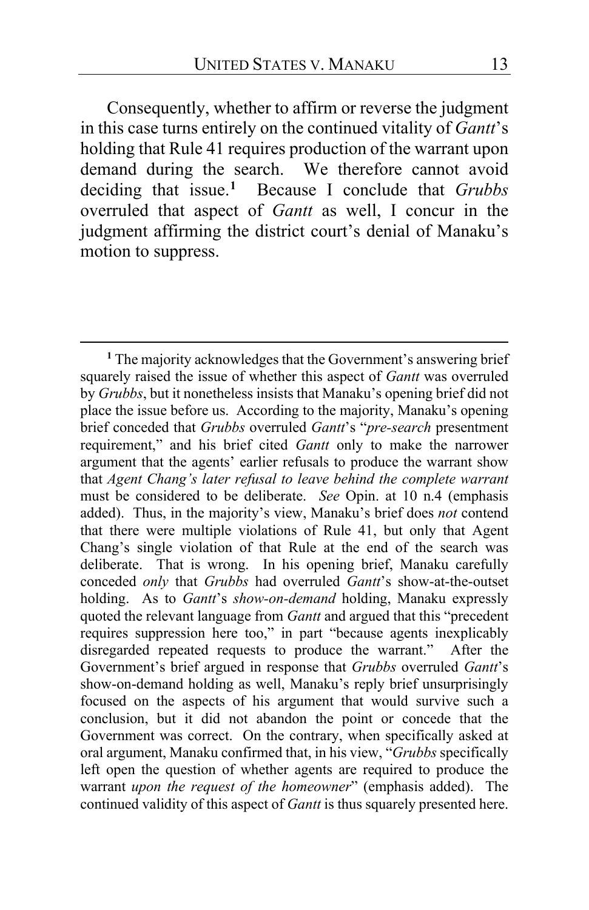Consequently, whether to affirm or reverse the judgment in this case turns entirely on the continued vitality of *Gantt*'s holding that Rule 41 requires production of the warrant upon demand during the search. We therefore cannot avoid deciding that issue.[1] Because I conclude that *Grubbs* overruled that aspect of *Gantt* as well, I concur in the judgment affirming the district court's denial of Manaku's motion to suppress.

---

[1] The majority acknowledges that the Government's answering brief squarely raised the issue of whether this aspect of *Gantt* was overruled by *Grubbs*, but it nonetheless insists that Manaku's opening brief did not place the issue before us. According to the majority, Manaku's opening brief conceded that *Grubbs* overruled *Gantt*'s "*pre-search* presentment requirement," and his brief cited *Gantt* only to make the narrower argument that the agents' earlier refusals to produce the warrant show that *Agent Chang's later refusal to leave behind the complete warrant* must be considered to be deliberate. *See* Opin. at 10 n.4 (emphasis added). Thus, in the majority's view, Manaku's brief does *not* contend that there were multiple violations of Rule 41, but only that Agent Chang's single violation of that Rule at the end of the search was deliberate. That is wrong. In his opening brief, Manaku carefully conceded *only* that *Grubbs* had overruled *Gantt*'s show-at-the-outset holding. As to *Gantt*'s *show-on-demand* holding, Manaku expressly quoted the relevant language from *Gantt* and argued that this "precedent requires suppression here too," in part "because agents inexplicably disregarded repeated requests to produce the warrant." After the Government's brief argued in response that *Grubbs* overruled *Gantt*'s show-on-demand holding as well, Manaku's reply brief unsurprisingly focused on the aspects of his argument that would survive such a conclusion, but it did not abandon the point or concede that the Government was correct. On the contrary, when specifically asked at oral argument, Manaku confirmed that, in his view, "*Grubbs* specifically left open the question of whether agents are required to produce the warrant *upon the request of the homeowner*" (emphasis added). The continued validity of this aspect of *Gantt* is thus squarely presented here.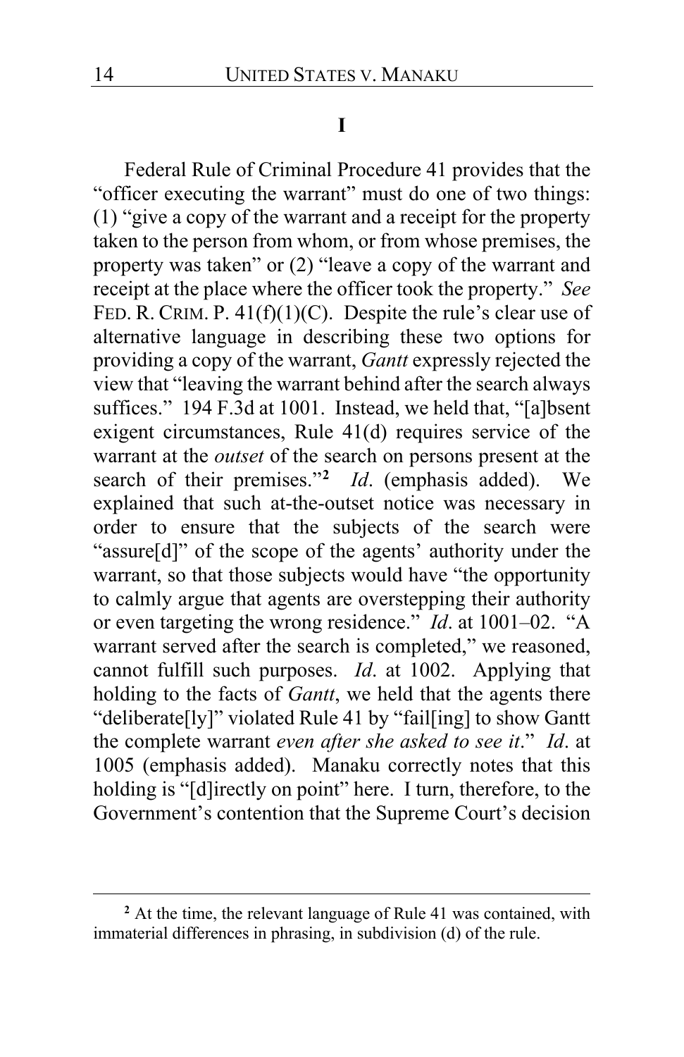# I

Federal Rule of Criminal Procedure 41 provides that the "officer executing the warrant" must do one of two things: (1) "give a copy of the warrant and a receipt for the property taken to the person from whom, or from whose premises, the property was taken" or (2) "leave a copy of the warrant and receipt at the place where the officer took the property." *See* FED. R. CRIM. P. 41(f)(1)(C). Despite the rule's clear use of alternative language in describing these two options for providing a copy of the warrant, *Gantt* expressly rejected the view that "leaving the warrant behind after the search always suffices." 194 F.3d at 1001. Instead, we held that, "[a]bsent exigent circumstances, Rule 41(d) requires service of the warrant at the *outset* of the search on persons present at the search of their premises."[2] *Id*. (emphasis added). We explained that such at-the-outset notice was necessary in order to ensure that the subjects of the search were "assure[d]" of the scope of the agents' authority under the warrant, so that those subjects would have "the opportunity to calmly argue that agents are overstepping their authority or even targeting the wrong residence." *Id*. at 1001–02. "A warrant served after the search is completed," we reasoned, cannot fulfill such purposes. *Id*. at 1002. Applying that holding to the facts of *Gantt*, we held that the agents there "deliberate[ly]" violated Rule 41 by "fail[ing] to show Gantt the complete warrant *even after she asked to see it*." *Id*. at 1005 (emphasis added). Manaku correctly notes that this holding is "[d]irectly on point" here. I turn, therefore, to the Government's contention that the Supreme Court's decision

[2] At the time, the relevant language of Rule 41 was contained, with immaterial differences in phrasing, in subdivision (d) of the rule.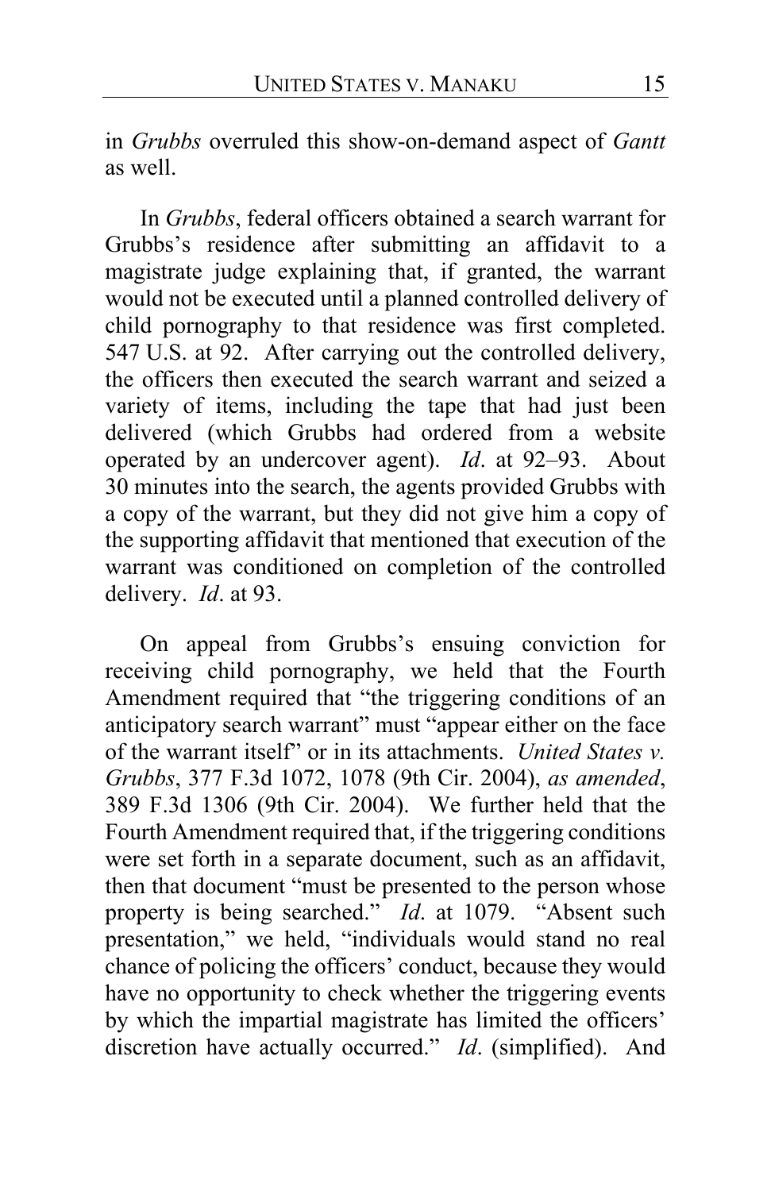in *Grubbs* overruled this show-on-demand aspect of *Gantt* as well.

In *Grubbs*, federal officers obtained a search warrant for Grubbs's residence after submitting an affidavit to a magistrate judge explaining that, if granted, the warrant would not be executed until a planned controlled delivery of child pornography to that residence was first completed. 547 U.S. at 92. After carrying out the controlled delivery, the officers then executed the search warrant and seized a variety of items, including the tape that had just been delivered (which Grubbs had ordered from a website operated by an undercover agent). *Id*. at 92–93. About 30 minutes into the search, the agents provided Grubbs with a copy of the warrant, but they did not give him a copy of the supporting affidavit that mentioned that execution of the warrant was conditioned on completion of the controlled delivery. *Id*. at 93.

On appeal from Grubbs's ensuing conviction for receiving child pornography, we held that the Fourth Amendment required that "the triggering conditions of an anticipatory search warrant" must "appear either on the face of the warrant itself" or in its attachments. *United States v. Grubbs*, 377 F.3d 1072, 1078 (9th Cir. 2004), *as amended*, 389 F.3d 1306 (9th Cir. 2004). We further held that the Fourth Amendment required that, if the triggering conditions were set forth in a separate document, such as an affidavit, then that document "must be presented to the person whose property is being searched." *Id*. at 1079. "Absent such presentation," we held, "individuals would stand no real chance of policing the officers' conduct, because they would have no opportunity to check whether the triggering events by which the impartial magistrate has limited the officers' discretion have actually occurred." *Id*. (simplified). And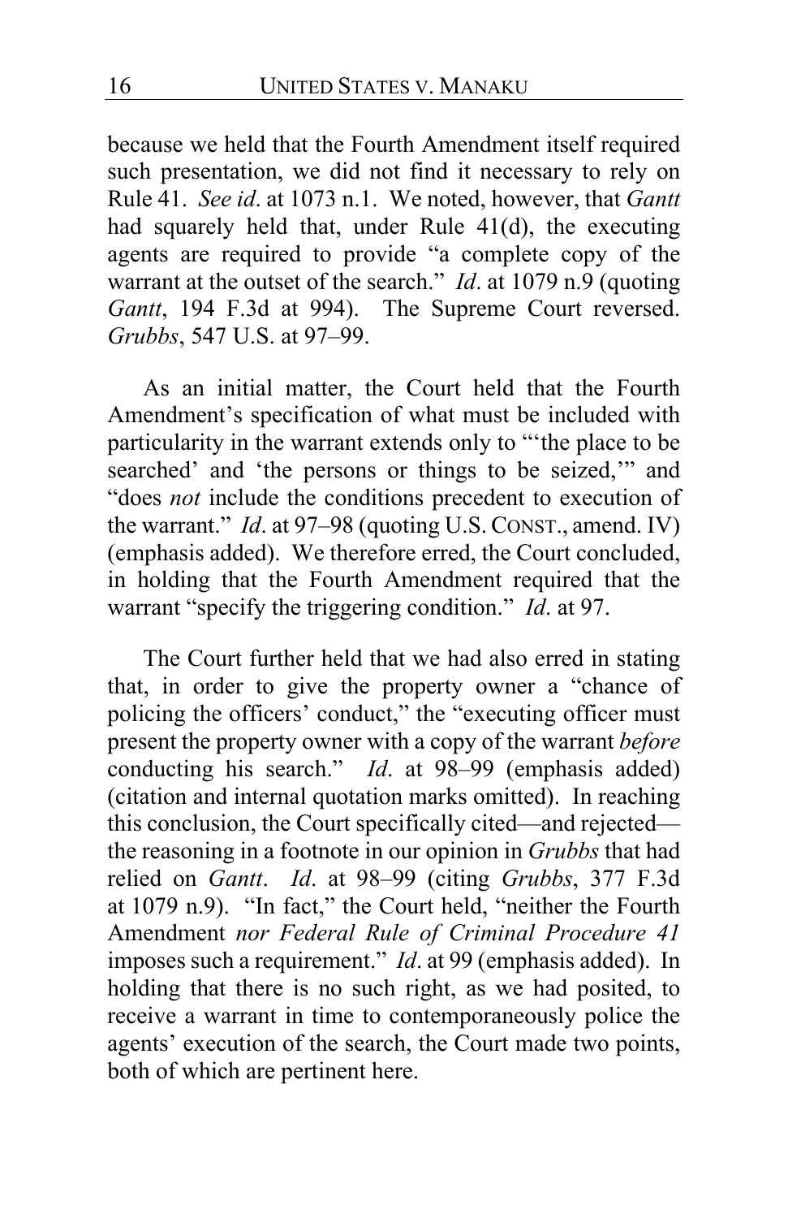because we held that the Fourth Amendment itself required such presentation, we did not find it necessary to rely on Rule 41. *See id*. at 1073 n.1. We noted, however, that *Gantt* had squarely held that, under Rule 41(d), the executing agents are required to provide "a complete copy of the warrant at the outset of the search." *Id*. at 1079 n.9 (quoting *Gantt*, 194 F.3d at 994). The Supreme Court reversed. *Grubbs*, 547 U.S. at 97–99.

As an initial matter, the Court held that the Fourth Amendment's specification of what must be included with particularity in the warrant extends only to "'the place to be searched' and 'the persons or things to be seized,'" and "does *not* include the conditions precedent to execution of the warrant." *Id*. at 97–98 (quoting U.S. CONST., amend. IV) (emphasis added). We therefore erred, the Court concluded, in holding that the Fourth Amendment required that the warrant "specify the triggering condition." *Id*. at 97.

The Court further held that we had also erred in stating that, in order to give the property owner a "chance of policing the officers' conduct," the "executing officer must present the property owner with a copy of the warrant *before* conducting his search." *Id*. at 98–99 (emphasis added) (citation and internal quotation marks omitted). In reaching this conclusion, the Court specifically cited—and rejected—the reasoning in a footnote in our opinion in *Grubbs* that had relied on *Gantt*. *Id*. at 98–99 (citing *Grubbs*, 377 F.3d at 1079 n.9). "In fact," the Court held, "neither the Fourth Amendment *nor Federal Rule of Criminal Procedure 41* imposes such a requirement." *Id*. at 99 (emphasis added). In holding that there is no such right, as we had posited, to receive a warrant in time to contemporaneously police the agents' execution of the search, the Court made two points, both of which are pertinent here.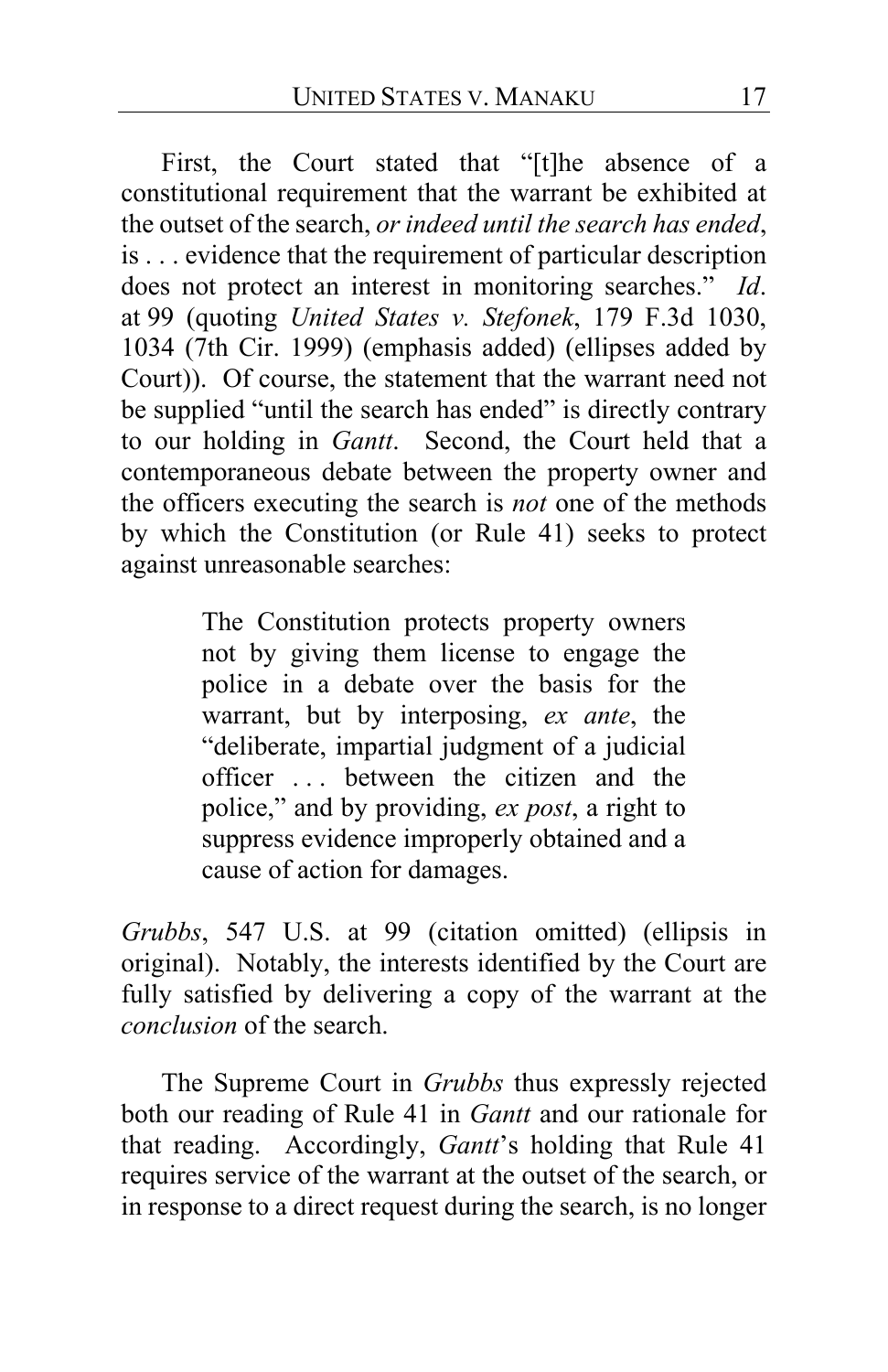First, the Court stated that "[t]he absence of a constitutional requirement that the warrant be exhibited at the outset of the search, *or indeed until the search has ended*, is . . . evidence that the requirement of particular description does not protect an interest in monitoring searches." *Id*. at 99 (quoting *United States v. Stefonek*, 179 F.3d 1030, 1034 (7th Cir. 1999) (emphasis added) (ellipses added by Court)). Of course, the statement that the warrant need not be supplied "until the search has ended" is directly contrary to our holding in *Gantt*. Second, the Court held that a contemporaneous debate between the property owner and the officers executing the search is *not* one of the methods by which the Constitution (or Rule 41) seeks to protect against unreasonable searches:

> The Constitution protects property owners not by giving them license to engage the police in a debate over the basis for the warrant, but by interposing, *ex ante*, the "deliberate, impartial judgment of a judicial officer . . . between the citizen and the police," and by providing, *ex post*, a right to suppress evidence improperly obtained and a cause of action for damages.

*Grubbs*, 547 U.S. at 99 (citation omitted) (ellipsis in original). Notably, the interests identified by the Court are fully satisfied by delivering a copy of the warrant at the *conclusion* of the search.

The Supreme Court in *Grubbs* thus expressly rejected both our reading of Rule 41 in *Gantt* and our rationale for that reading. Accordingly, *Gantt*'s holding that Rule 41 requires service of the warrant at the outset of the search, or in response to a direct request during the search, is no longer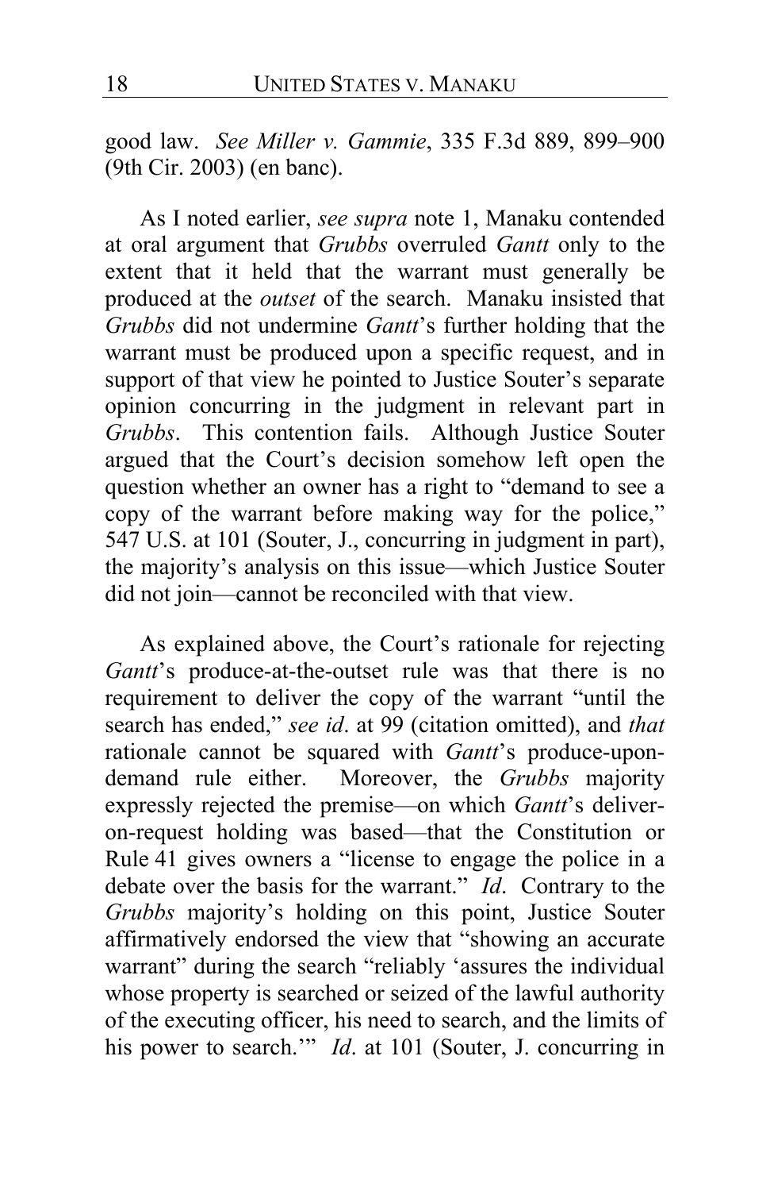good law. *See Miller v. Gammie*, 335 F.3d 889, 899–900 (9th Cir. 2003) (en banc).

As I noted earlier, *see supra* note 1, Manaku contended at oral argument that *Grubbs* overruled *Gantt* only to the extent that it held that the warrant must generally be produced at the *outset* of the search. Manaku insisted that *Grubbs* did not undermine *Gantt*'s further holding that the warrant must be produced upon a specific request, and in support of that view he pointed to Justice Souter's separate opinion concurring in the judgment in relevant part in *Grubbs*. This contention fails. Although Justice Souter argued that the Court's decision somehow left open the question whether an owner has a right to "demand to see a copy of the warrant before making way for the police," 547 U.S. at 101 (Souter, J., concurring in judgment in part), the majority's analysis on this issue—which Justice Souter did not join—cannot be reconciled with that view.

As explained above, the Court's rationale for rejecting *Gantt*'s produce-at-the-outset rule was that there is no requirement to deliver the copy of the warrant "until the search has ended," *see id*. at 99 (citation omitted), and *that* rationale cannot be squared with *Gantt*'s produce-upon-demand rule either. Moreover, the *Grubbs* majority expressly rejected the premise—on which *Gantt*'s deliver-on-request holding was based—that the Constitution or Rule 41 gives owners a "license to engage the police in a debate over the basis for the warrant." *Id*. Contrary to the *Grubbs* majority's holding on this point, Justice Souter affirmatively endorsed the view that "showing an accurate warrant" during the search "reliably 'assures the individual whose property is searched or seized of the lawful authority of the executing officer, his need to search, and the limits of his power to search.'" *Id*. at 101 (Souter, J. concurring in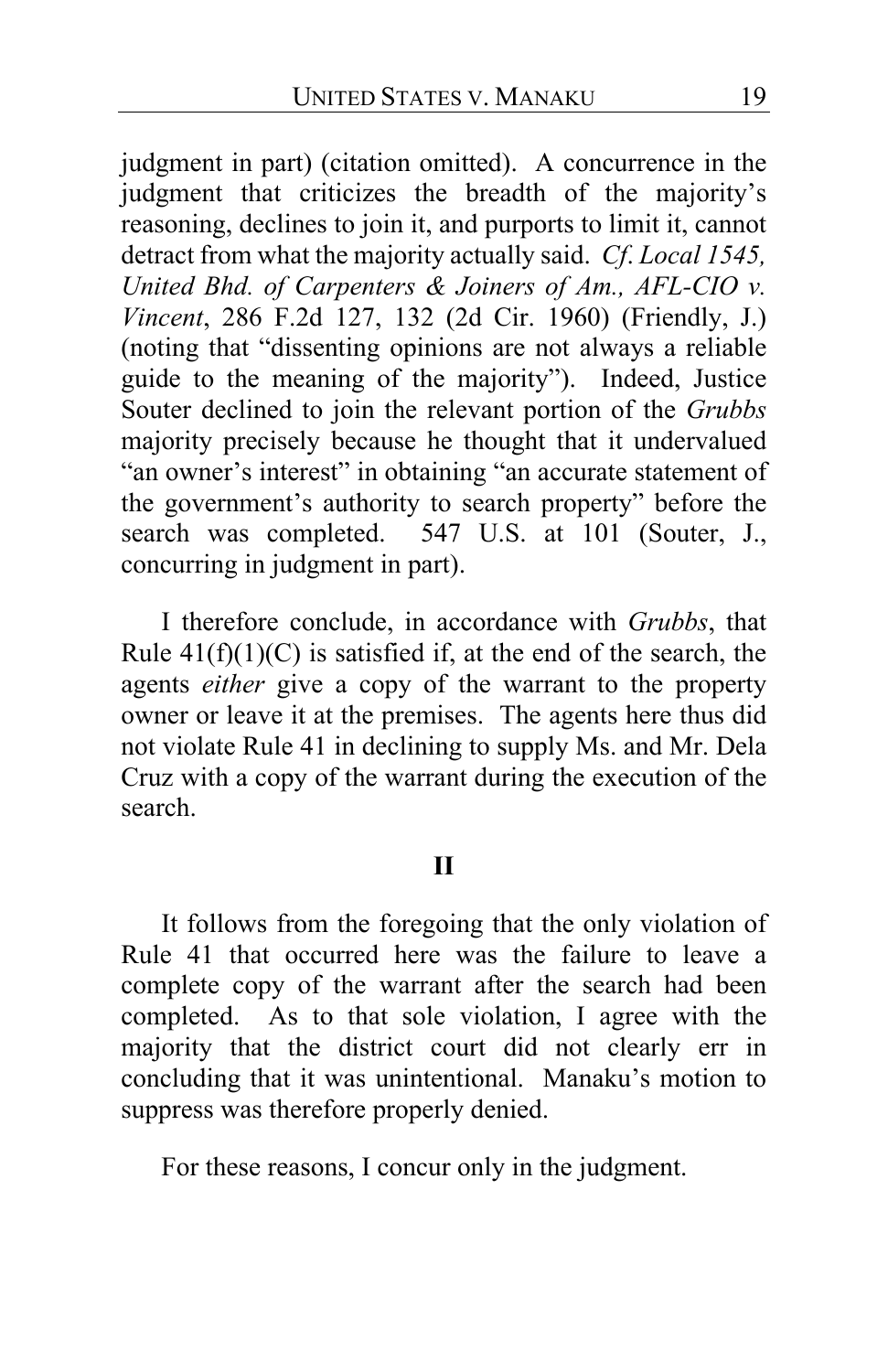judgment in part) (citation omitted). A concurrence in the judgment that criticizes the breadth of the majority's reasoning, declines to join it, and purports to limit it, cannot detract from what the majority actually said. *Cf. Local 1545, United Bhd. of Carpenters & Joiners of Am., AFL-CIO v. Vincent*, 286 F.2d 127, 132 (2d Cir. 1960) (Friendly, J.) (noting that "dissenting opinions are not always a reliable guide to the meaning of the majority"). Indeed, Justice Souter declined to join the relevant portion of the *Grubbs* majority precisely because he thought that it undervalued "an owner's interest" in obtaining "an accurate statement of the government's authority to search property" before the search was completed. 547 U.S. at 101 (Souter, J., concurring in judgment in part).

I therefore conclude, in accordance with *Grubbs*, that Rule 41(f)(1)(C) is satisfied if, at the end of the search, the agents *either* give a copy of the warrant to the property owner or leave it at the premises. The agents here thus did not violate Rule 41 in declining to supply Ms. and Mr. Dela Cruz with a copy of the warrant during the execution of the search.

## II

It follows from the foregoing that the only violation of Rule 41 that occurred here was the failure to leave a complete copy of the warrant after the search had been completed. As to that sole violation, I agree with the majority that the district court did not clearly err in concluding that it was unintentional. Manaku's motion to suppress was therefore properly denied.

For these reasons, I concur only in the judgment.